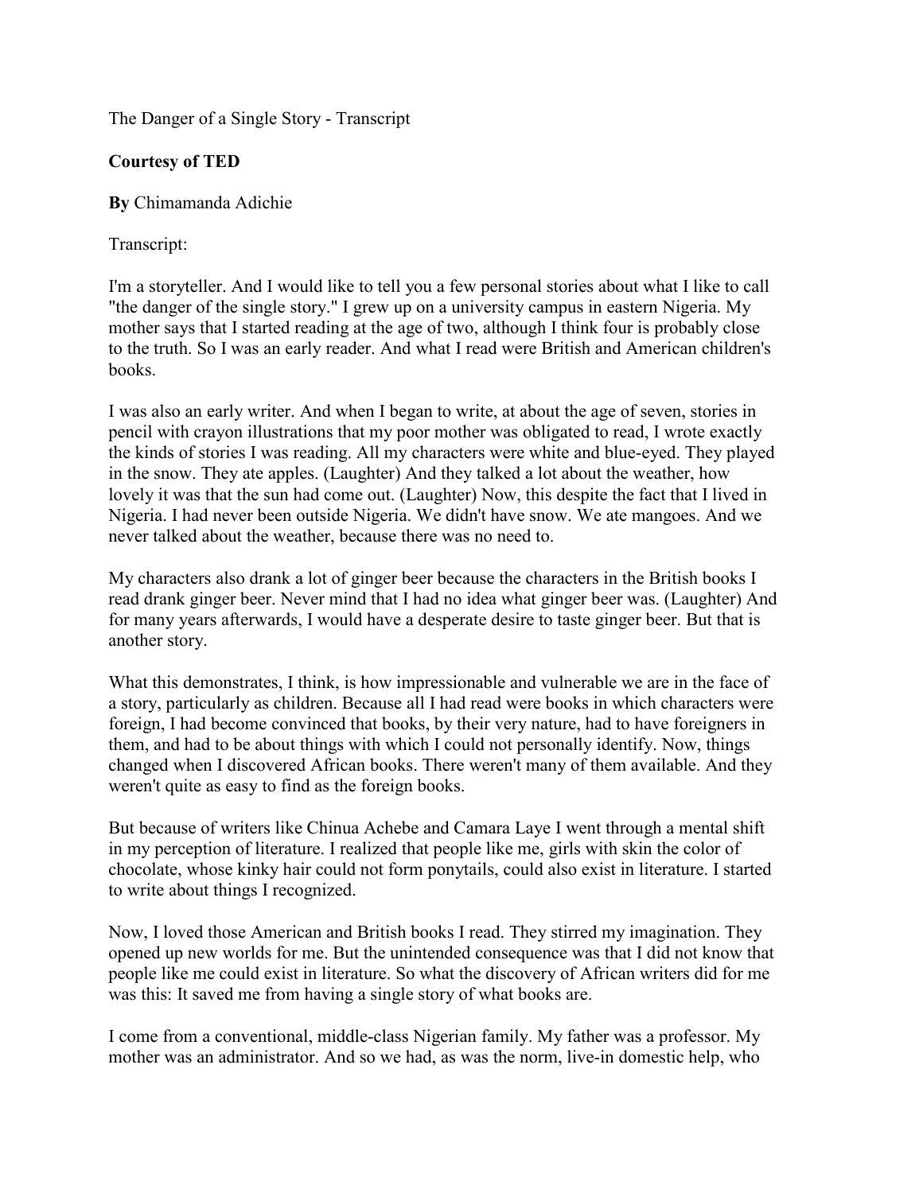The Danger of a Single Story - Transcript

**Courtesy of TED**

**By** Chimamanda Adichie

Transcript:

I'm a storyteller. And I would like to tell you a few personal stories about what I like to call "the danger of the single story." I grew up on a university campus in eastern Nigeria. My mother says that I started reading at the age of two, although I think four is probably close to the truth. So I was an early reader. And what I read were British and American children's books.

I was also an early writer. And when I began to write, at about the age of seven, stories in pencil with crayon illustrations that my poor mother was obligated to read, I wrote exactly the kinds of stories I was reading. All my characters were white and blue-eyed. They played in the snow. They ate apples. (Laughter) And they talked a lot about the weather, how lovely it was that the sun had come out. (Laughter) Now, this despite the fact that I lived in Nigeria. I had never been outside Nigeria. We didn't have snow. We ate mangoes. And we never talked about the weather, because there was no need to.

My characters also drank a lot of ginger beer because the characters in the British books I read drank ginger beer. Never mind that I had no idea what ginger beer was. (Laughter) And for many years afterwards, I would have a desperate desire to taste ginger beer. But that is another story.

What this demonstrates, I think, is how impressionable and vulnerable we are in the face of a story, particularly as children. Because all I had read were books in which characters were foreign, I had become convinced that books, by their very nature, had to have foreigners in them, and had to be about things with which I could not personally identify. Now, things changed when I discovered African books. There weren't many of them available. And they weren't quite as easy to find as the foreign books.

But because of writers like Chinua Achebe and Camara Laye I went through a mental shift in my perception of literature. I realized that people like me, girls with skin the color of chocolate, whose kinky hair could not form ponytails, could also exist in literature. I started to write about things I recognized.

Now, I loved those American and British books I read. They stirred my imagination. They opened up new worlds for me. But the unintended consequence was that I did not know that people like me could exist in literature. So what the discovery of African writers did for me was this: It saved me from having a single story of what books are.

I come from a conventional, middle-class Nigerian family. My father was a professor. My mother was an administrator. And so we had, as was the norm, live-in domestic help, who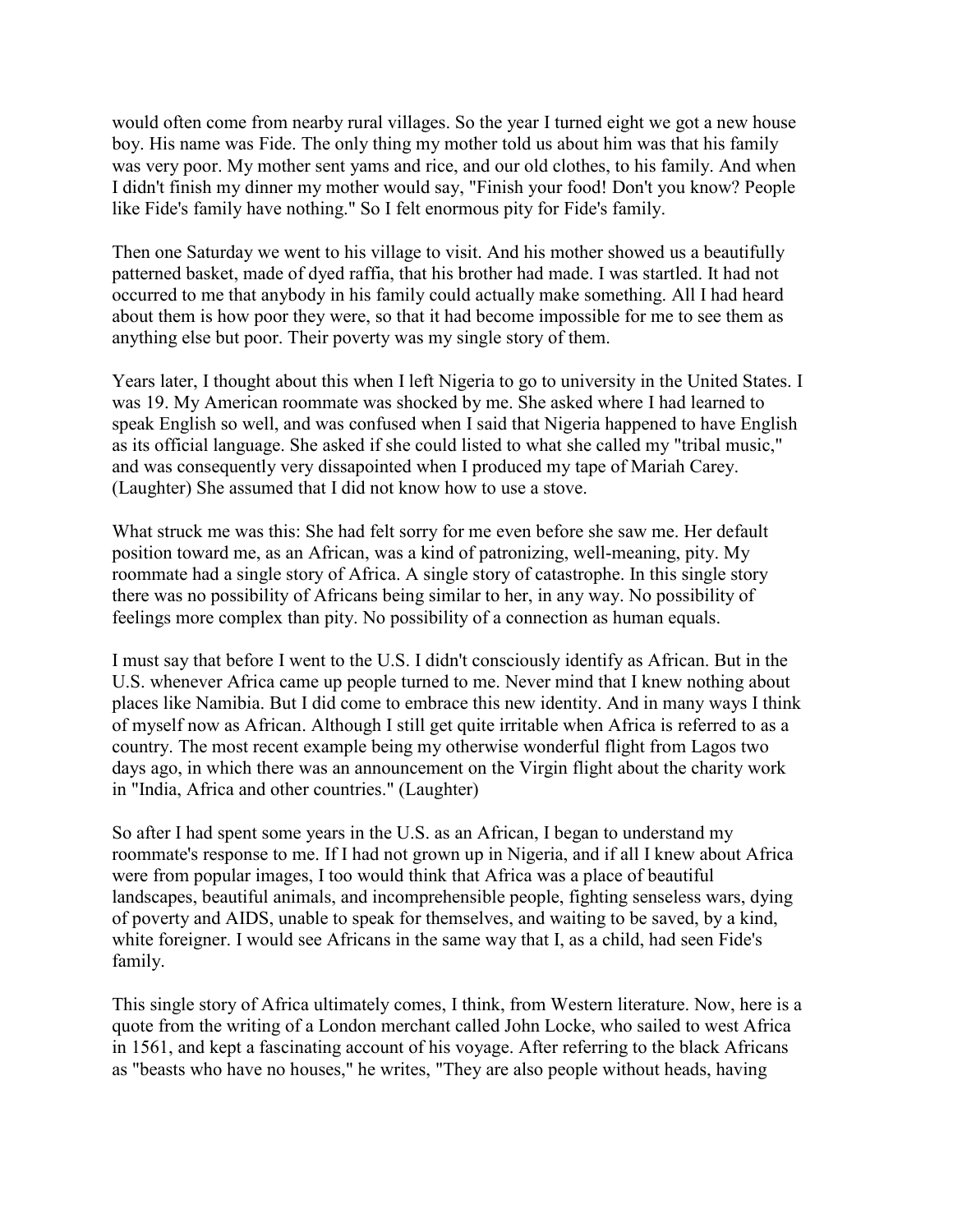would often come from nearby rural villages. So the year I turned eight we got a new house boy. His name was Fide. The only thing my mother told us about him was that his family was very poor. My mother sent yams and rice, and our old clothes, to his family. And when I didn't finish my dinner my mother would say, "Finish your food! Don't you know? People like Fide's family have nothing." So I felt enormous pity for Fide's family.

Then one Saturday we went to his village to visit. And his mother showed us a beautifully patterned basket, made of dyed raffia, that his brother had made. I was startled. It had not occurred to me that anybody in his family could actually make something. All I had heard about them is how poor they were, so that it had become impossible for me to see them as anything else but poor. Their poverty was my single story of them.

Years later, I thought about this when I left Nigeria to go to university in the United States. I was 19. My American roommate was shocked by me. She asked where I had learned to speak English so well, and was confused when I said that Nigeria happened to have English as its official language. She asked if she could listed to what she called my "tribal music," and was consequently very dissapointed when I produced my tape of Mariah Carey. (Laughter) She assumed that I did not know how to use a stove.

What struck me was this: She had felt sorry for me even before she saw me. Her default position toward me, as an African, was a kind of patronizing, well-meaning, pity. My roommate had a single story of Africa. A single story of catastrophe. In this single story there was no possibility of Africans being similar to her, in any way. No possibility of feelings more complex than pity. No possibility of a connection as human equals.

I must say that before I went to the U.S. I didn't consciously identify as African. But in the U.S. whenever Africa came up people turned to me. Never mind that I knew nothing about places like Namibia. But I did come to embrace this new identity. And in many ways I think of myself now as African. Although I still get quite irritable when Africa is referred to as a country. The most recent example being my otherwise wonderful flight from Lagos two days ago, in which there was an announcement on the Virgin flight about the charity work in "India, Africa and other countries." (Laughter)

So after I had spent some years in the U.S. as an African, I began to understand my roommate's response to me. If I had not grown up in Nigeria, and if all I knew about Africa were from popular images, I too would think that Africa was a place of beautiful landscapes, beautiful animals, and incomprehensible people, fighting senseless wars, dying of poverty and AIDS, unable to speak for themselves, and waiting to be saved, by a kind, white foreigner. I would see Africans in the same way that I, as a child, had seen Fide's family.

This single story of Africa ultimately comes, I think, from Western literature. Now, here is a quote from the writing of a London merchant called John Locke, who sailed to west Africa in 1561, and kept a fascinating account of his voyage. After referring to the black Africans as "beasts who have no houses," he writes, "They are also people without heads, having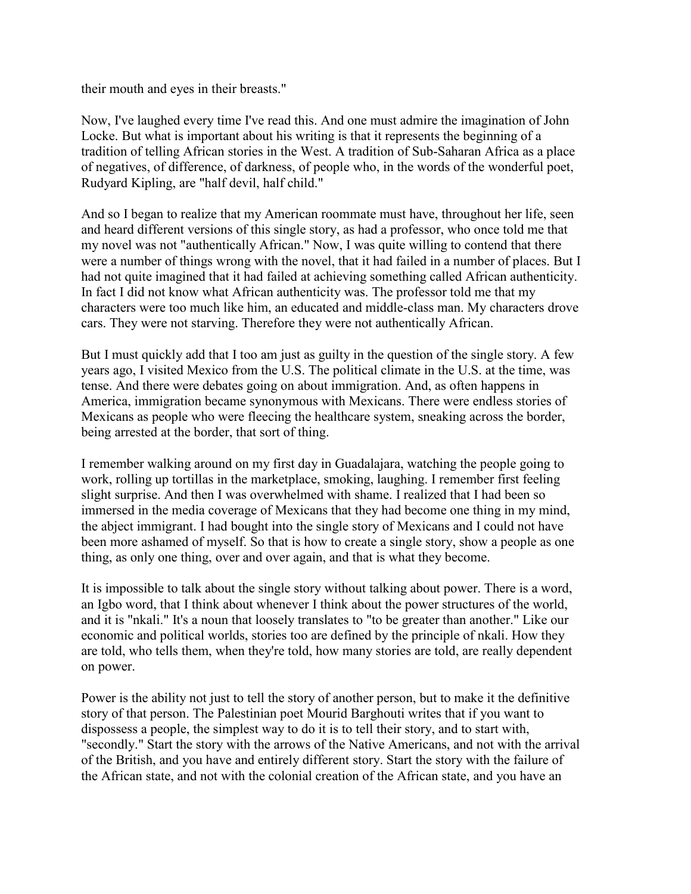their mouth and eyes in their breasts."

Now, I've laughed every time I've read this. And one must admire the imagination of John Locke. But what is important about his writing is that it represents the beginning of a tradition of telling African stories in the West. A tradition of Sub-Saharan Africa as a place of negatives, of difference, of darkness, of people who, in the words of the wonderful poet, Rudyard Kipling, are "half devil, half child."

And so I began to realize that my American roommate must have, throughout her life, seen and heard different versions of this single story, as had a professor, who once told me that my novel was not "authentically African." Now, I was quite willing to contend that there were a number of things wrong with the novel, that it had failed in a number of places. But I had not quite imagined that it had failed at achieving something called African authenticity. In fact I did not know what African authenticity was. The professor told me that my characters were too much like him, an educated and middle-class man. My characters drove cars. They were not starving. Therefore they were not authentically African.

But I must quickly add that I too am just as guilty in the question of the single story. A few years ago, I visited Mexico from the U.S. The political climate in the U.S. at the time, was tense. And there were debates going on about immigration. And, as often happens in America, immigration became synonymous with Mexicans. There were endless stories of Mexicans as people who were fleecing the healthcare system, sneaking across the border, being arrested at the border, that sort of thing.

I remember walking around on my first day in Guadalajara, watching the people going to work, rolling up tortillas in the marketplace, smoking, laughing. I remember first feeling slight surprise. And then I was overwhelmed with shame. I realized that I had been so immersed in the media coverage of Mexicans that they had become one thing in my mind, the abject immigrant. I had bought into the single story of Mexicans and I could not have been more ashamed of myself. So that is how to create a single story, show a people as one thing, as only one thing, over and over again, and that is what they become.

It is impossible to talk about the single story without talking about power. There is a word, an Igbo word, that I think about whenever I think about the power structures of the world, and it is "nkali." It's a noun that loosely translates to "to be greater than another." Like our economic and political worlds, stories too are defined by the principle of nkali. How they are told, who tells them, when they're told, how many stories are told, are really dependent on power.

Power is the ability not just to tell the story of another person, but to make it the definitive story of that person. The Palestinian poet Mourid Barghouti writes that if you want to dispossess a people, the simplest way to do it is to tell their story, and to start with, "secondly." Start the story with the arrows of the Native Americans, and not with the arrival of the British, and you have and entirely different story. Start the story with the failure of the African state, and not with the colonial creation of the African state, and you have an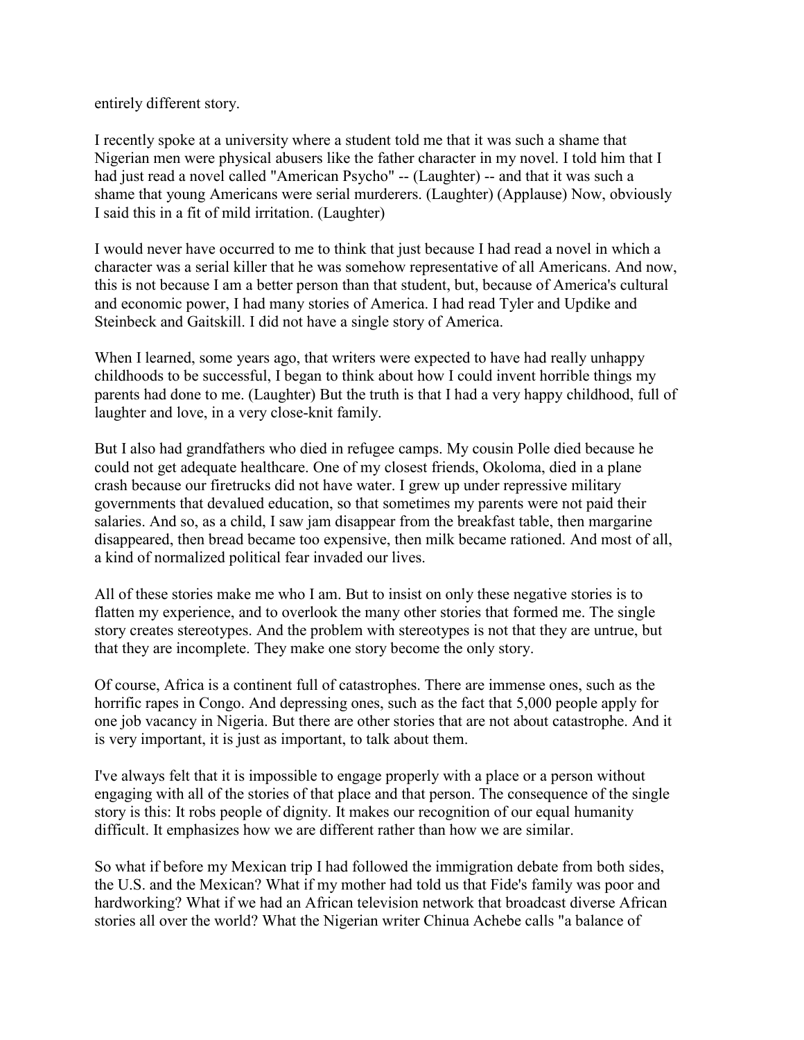entirely different story.

I recently spoke at a university where a student told me that it was such a shame that Nigerian men were physical abusers like the father character in my novel. I told him that I had just read a novel called "American Psycho" -- (Laughter) -- and that it was such a shame that young Americans were serial murderers. (Laughter) (Applause) Now, obviously I said this in a fit of mild irritation. (Laughter)

I would never have occurred to me to think that just because I had read a novel in which a character was a serial killer that he was somehow representative of all Americans. And now, this is not because I am a better person than that student, but, because of America's cultural and economic power, I had many stories of America. I had read Tyler and Updike and Steinbeck and Gaitskill. I did not have a single story of America.

When I learned, some years ago, that writers were expected to have had really unhappy childhoods to be successful, I began to think about how I could invent horrible things my parents had done to me. (Laughter) But the truth is that I had a very happy childhood, full of laughter and love, in a very close-knit family.

But I also had grandfathers who died in refugee camps. My cousin Polle died because he could not get adequate healthcare. One of my closest friends, Okoloma, died in a plane crash because our firetrucks did not have water. I grew up under repressive military governments that devalued education, so that sometimes my parents were not paid their salaries. And so, as a child, I saw jam disappear from the breakfast table, then margarine disappeared, then bread became too expensive, then milk became rationed. And most of all, a kind of normalized political fear invaded our lives.

All of these stories make me who I am. But to insist on only these negative stories is to flatten my experience, and to overlook the many other stories that formed me. The single story creates stereotypes. And the problem with stereotypes is not that they are untrue, but that they are incomplete. They make one story become the only story.

Of course, Africa is a continent full of catastrophes. There are immense ones, such as the horrific rapes in Congo. And depressing ones, such as the fact that 5,000 people apply for one job vacancy in Nigeria. But there are other stories that are not about catastrophe. And it is very important, it is just as important, to talk about them.

I've always felt that it is impossible to engage properly with a place or a person without engaging with all of the stories of that place and that person. The consequence of the single story is this: It robs people of dignity. It makes our recognition of our equal humanity difficult. It emphasizes how we are different rather than how we are similar.

So what if before my Mexican trip I had followed the immigration debate from both sides, the U.S. and the Mexican? What if my mother had told us that Fide's family was poor and hardworking? What if we had an African television network that broadcast diverse African stories all over the world? What the Nigerian writer Chinua Achebe calls "a balance of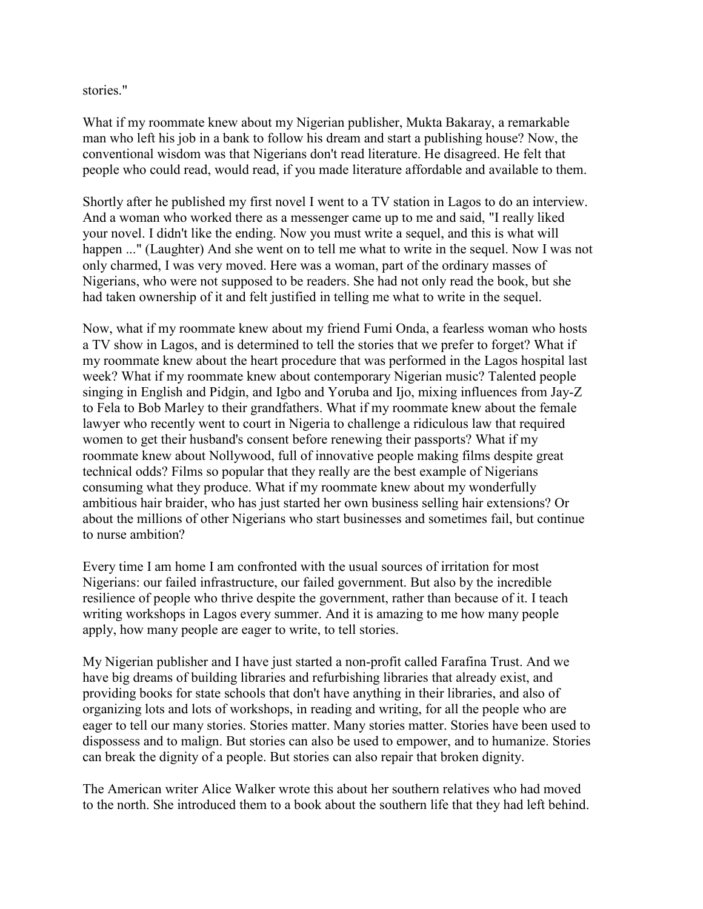stories."

What if my roommate knew about my Nigerian publisher, Mukta Bakaray, a remarkable man who left his job in a bank to follow his dream and start a publishing house? Now, the conventional wisdom was that Nigerians don't read literature. He disagreed. He felt that people who could read, would read, if you made literature affordable and available to them.

Shortly after he published my first novel I went to a TV station in Lagos to do an interview. And a woman who worked there as a messenger came up to me and said, "I really liked your novel. I didn't like the ending. Now you must write a sequel, and this is what will happen ..." (Laughter) And she went on to tell me what to write in the sequel. Now I was not only charmed, I was very moved. Here was a woman, part of the ordinary masses of Nigerians, who were not supposed to be readers. She had not only read the book, but she had taken ownership of it and felt justified in telling me what to write in the sequel.

Now, what if my roommate knew about my friend Fumi Onda, a fearless woman who hosts a TV show in Lagos, and is determined to tell the stories that we prefer to forget? What if my roommate knew about the heart procedure that was performed in the Lagos hospital last week? What if my roommate knew about contemporary Nigerian music? Talented people singing in English and Pidgin, and Igbo and Yoruba and Ijo, mixing influences from Jay-Z to Fela to Bob Marley to their grandfathers. What if my roommate knew about the female lawyer who recently went to court in Nigeria to challenge a ridiculous law that required women to get their husband's consent before renewing their passports? What if my roommate knew about Nollywood, full of innovative people making films despite great technical odds? Films so popular that they really are the best example of Nigerians consuming what they produce. What if my roommate knew about my wonderfully ambitious hair braider, who has just started her own business selling hair extensions? Or about the millions of other Nigerians who start businesses and sometimes fail, but continue to nurse ambition?

Every time I am home I am confronted with the usual sources of irritation for most Nigerians: our failed infrastructure, our failed government. But also by the incredible resilience of people who thrive despite the government, rather than because of it. I teach writing workshops in Lagos every summer. And it is amazing to me how many people apply, how many people are eager to write, to tell stories.

My Nigerian publisher and I have just started a non-profit called Farafina Trust. And we have big dreams of building libraries and refurbishing libraries that already exist, and providing books for state schools that don't have anything in their libraries, and also of organizing lots and lots of workshops, in reading and writing, for all the people who are eager to tell our many stories. Stories matter. Many stories matter. Stories have been used to dispossess and to malign. But stories can also be used to empower, and to humanize. Stories can break the dignity of a people. But stories can also repair that broken dignity.

The American writer Alice Walker wrote this about her southern relatives who had moved to the north. She introduced them to a book about the southern life that they had left behind.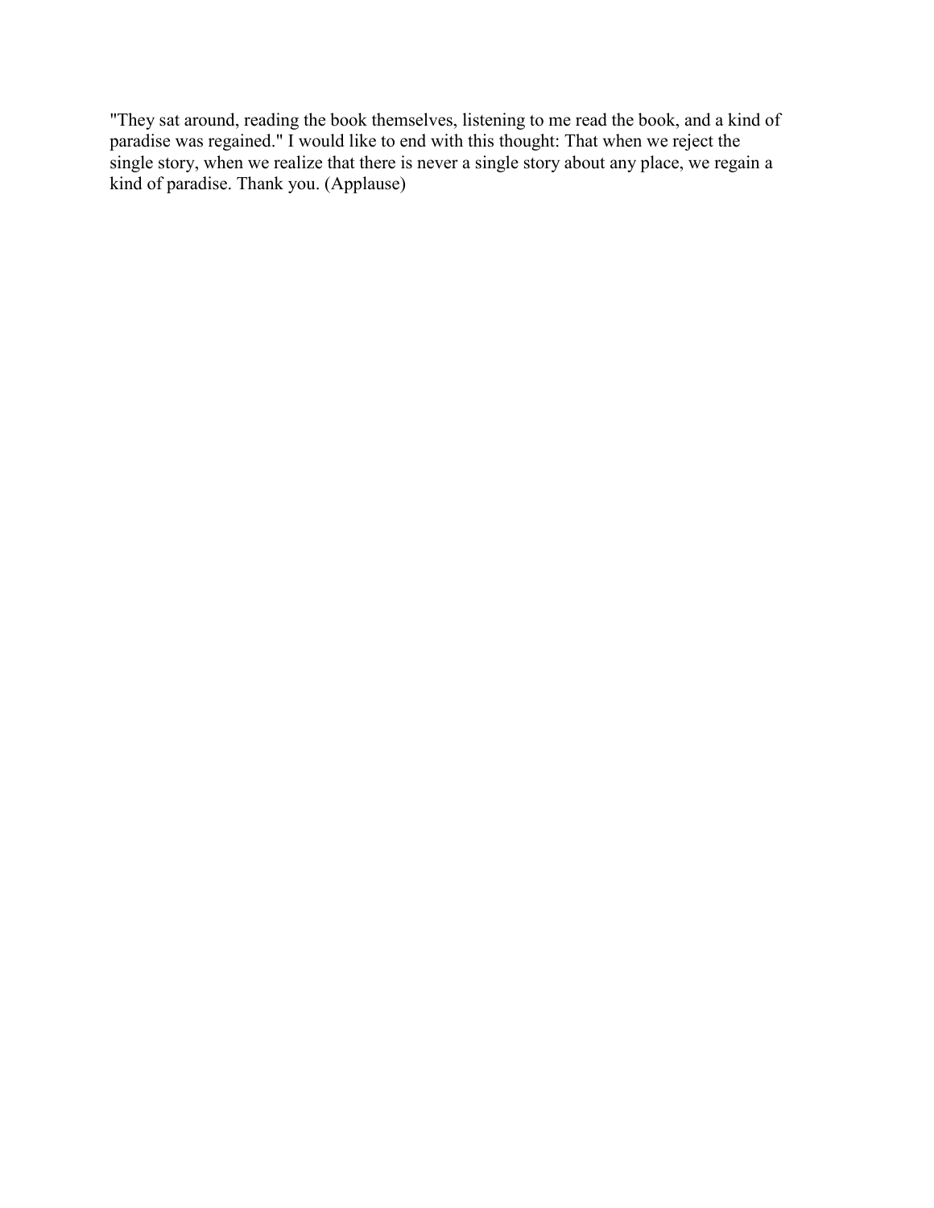"They sat around, reading the book themselves, listening to me read the book, and a kind of paradise was regained." I would like to end with this thought: That when we reject the single story, when we realize that there is never a single story about any place, we regain a kind of paradise. Thank you. (Applause)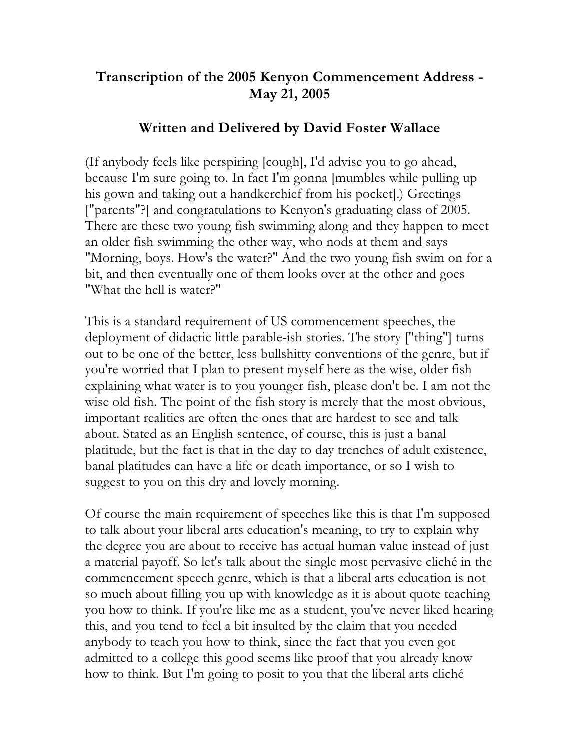# Transcription of the 2005 Kenyon Commencement Address - May 21, 2005

## Written and Delivered by David Foster Wallace

(If anybody feels like perspiring [cough], I'd advise you to go ahead, because I'm sure going to. In fact I'm gonna [mumbles while pulling up his gown and taking out a handkerchief from his pocket].) Greetings ["parents"?] and congratulations to Kenyon's graduating class of 2005. There are these two young fish swimming along and they happen to meet an older fish swimming the other way, who nods at them and says "Morning, boys. How's the water?" And the two young fish swim on for a bit, and then eventually one of them looks over at the other and goes "What the hell is water?"

This is a standard requirement of US commencement speeches, the deployment of didactic little parable-ish stories. The story ["thing"] turns out to be one of the better, less bullshitty conventions of the genre, but if you're worried that I plan to present myself here as the wise, older fish explaining what water is to you younger fish, please don't be. I am not the wise old fish. The point of the fish story is merely that the most obvious, important realities are often the ones that are hardest to see and talk about. Stated as an English sentence, of course, this is just a banal platitude, but the fact is that in the day to day trenches of adult existence, banal platitudes can have a life or death importance, or so I wish to suggest to you on this dry and lovely morning.

Of course the main requirement of speeches like this is that I'm supposed to talk about your liberal arts education's meaning, to try to explain why the degree you are about to receive has actual human value instead of just a material payoff. So let's talk about the single most pervasive cliché in the commencement speech genre, which is that a liberal arts education is not so much about filling you up with knowledge as it is about quote teaching you how to think. If you're like me as a student, you've never liked hearing this, and you tend to feel a bit insulted by the claim that you needed anybody to teach you how to think, since the fact that you even got admitted to a college this good seems like proof that you already know how to think. But I'm going to posit to you that the liberal arts cliché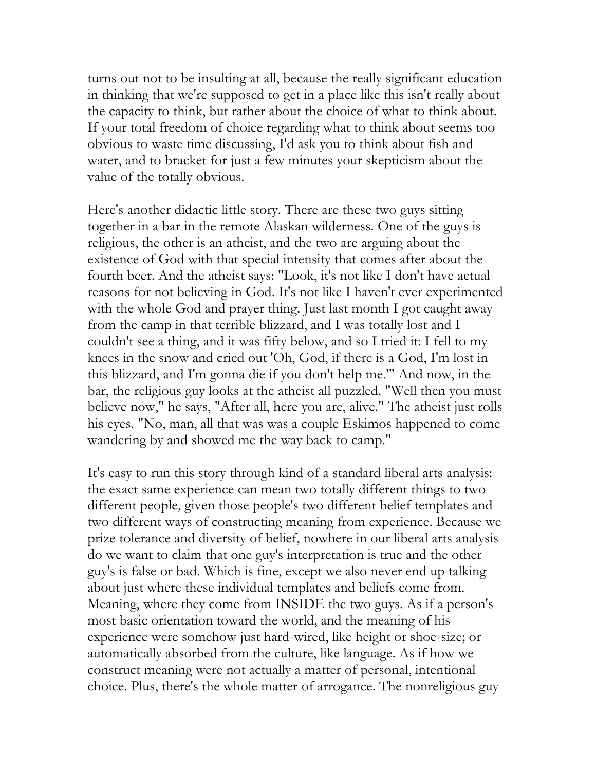turns out not to be insulting at all, because the really significant education in thinking that we're supposed to get in a place like this isn't really about the capacity to think, but rather about the choice of what to think about. If your total freedom of choice regarding what to think about seems too obvious to waste time discussing, I'd ask you to think about fish and water, and to bracket for just a few minutes your skepticism about the value of the totally obvious.

Here's another didactic little story. There are these two guys sitting together in a bar in the remote Alaskan wilderness. One of the guys is religious, the other is an atheist, and the two are arguing about the existence of God with that special intensity that comes after about the fourth beer. And the atheist says: "Look, it's not like I don't have actual reasons for not believing in God. It's not like I haven't ever experimented with the whole God and prayer thing. Just last month I got caught away from the camp in that terrible blizzard, and I was totally lost and I couldn't see a thing, and it was fifty below, and so I tried it: I fell to my knees in the snow and cried out 'Oh, God, if there is a God, I'm lost in this blizzard, and I'm gonna die if you don't help me.'" And now, in the bar, the religious guy looks at the atheist all puzzled. "Well then you must believe now," he says, "After all, here you are, alive." The atheist just rolls his eyes. "No, man, all that was was a couple Eskimos happened to come wandering by and showed me the way back to camp."

It's easy to run this story through kind of a standard liberal arts analysis: the exact same experience can mean two totally different things to two different people, given those people's two different belief templates and two different ways of constructing meaning from experience. Because we prize tolerance and diversity of belief, nowhere in our liberal arts analysis do we want to claim that one guy's interpretation is true and the other guy's is false or bad. Which is fine, except we also never end up talking about just where these individual templates and beliefs come from. Meaning, where they come from INSIDE the two guys. As if a person's most basic orientation toward the world, and the meaning of his experience were somehow just hard-wired, like height or shoe-size; or automatically absorbed from the culture, like language. As if how we construct meaning were not actually a matter of personal, intentional choice. Plus, there's the whole matter of arrogance. The nonreligious guy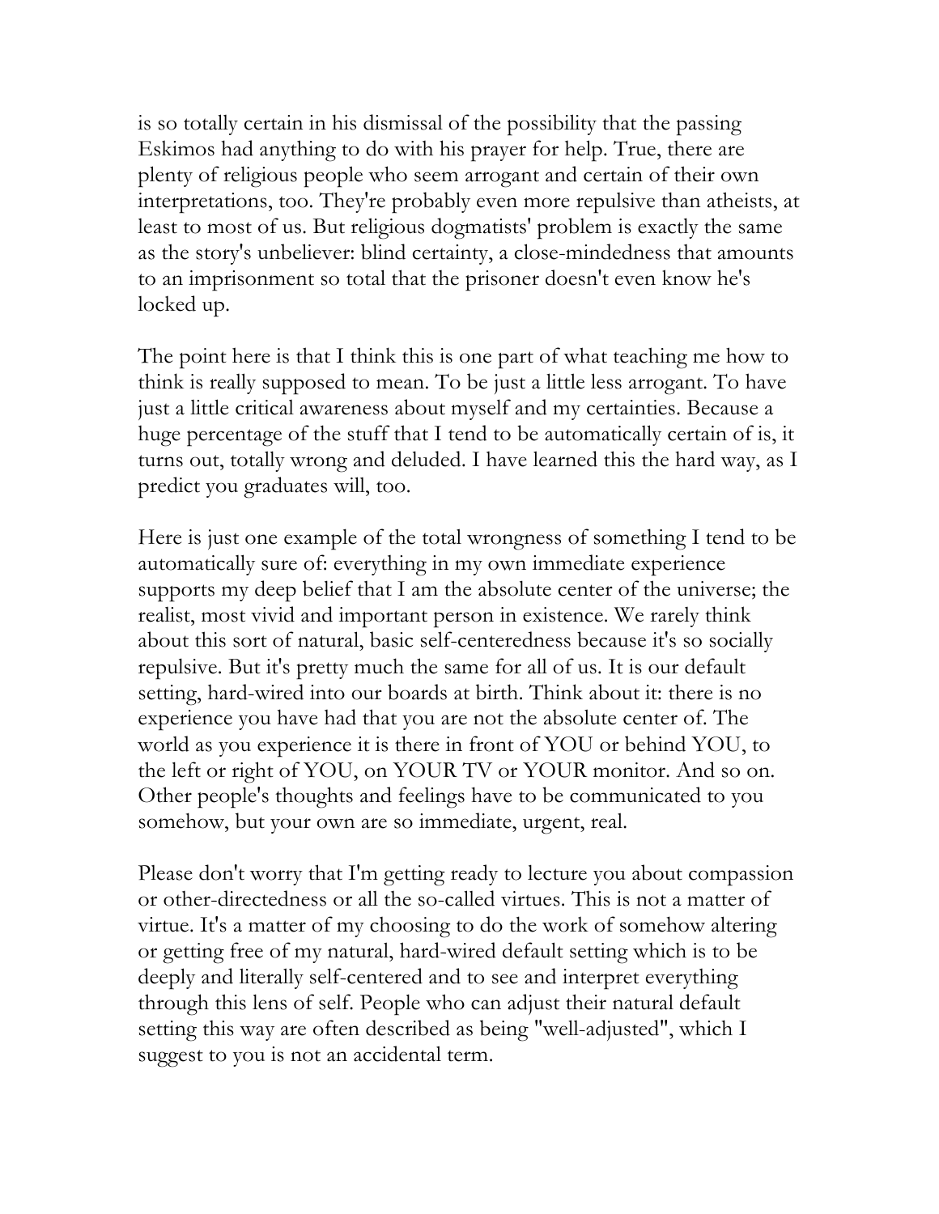is so totally certain in his dismissal of the possibility that the passing Eskimos had anything to do with his prayer for help. True, there are plenty of religious people who seem arrogant and certain of their own interpretations, too. They're probably even more repulsive than atheists, at least to most of us. But religious dogmatists' problem is exactly the same as the story's unbeliever: blind certainty, a close-mindedness that amounts to an imprisonment so total that the prisoner doesn't even know he's locked up.

The point here is that I think this is one part of what teaching me how to think is really supposed to mean. To be just a little less arrogant. To have just a little critical awareness about myself and my certainties. Because a huge percentage of the stuff that I tend to be automatically certain of is, it turns out, totally wrong and deluded. I have learned this the hard way, as I predict you graduates will, too.

Here is just one example of the total wrongness of something I tend to be automatically sure of: everything in my own immediate experience supports my deep belief that I am the absolute center of the universe; the realist, most vivid and important person in existence. We rarely think about this sort of natural, basic self-centeredness because it's so socially repulsive. But it's pretty much the same for all of us. It is our default setting, hard-wired into our boards at birth. Think about it: there is no experience you have had that you are not the absolute center of. The world as you experience it is there in front of YOU or behind YOU, to the left or right of YOU, on YOUR TV or YOUR monitor. And so on. Other people's thoughts and feelings have to be communicated to you somehow, but your own are so immediate, urgent, real.

Please don't worry that I'm getting ready to lecture you about compassion or other-directedness or all the so-called virtues. This is not a matter of virtue. It's a matter of my choosing to do the work of somehow altering or getting free of my natural, hard-wired default setting which is to be deeply and literally self-centered and to see and interpret everything through this lens of self. People who can adjust their natural default setting this way are often described as being "well-adjusted", which I suggest to you is not an accidental term.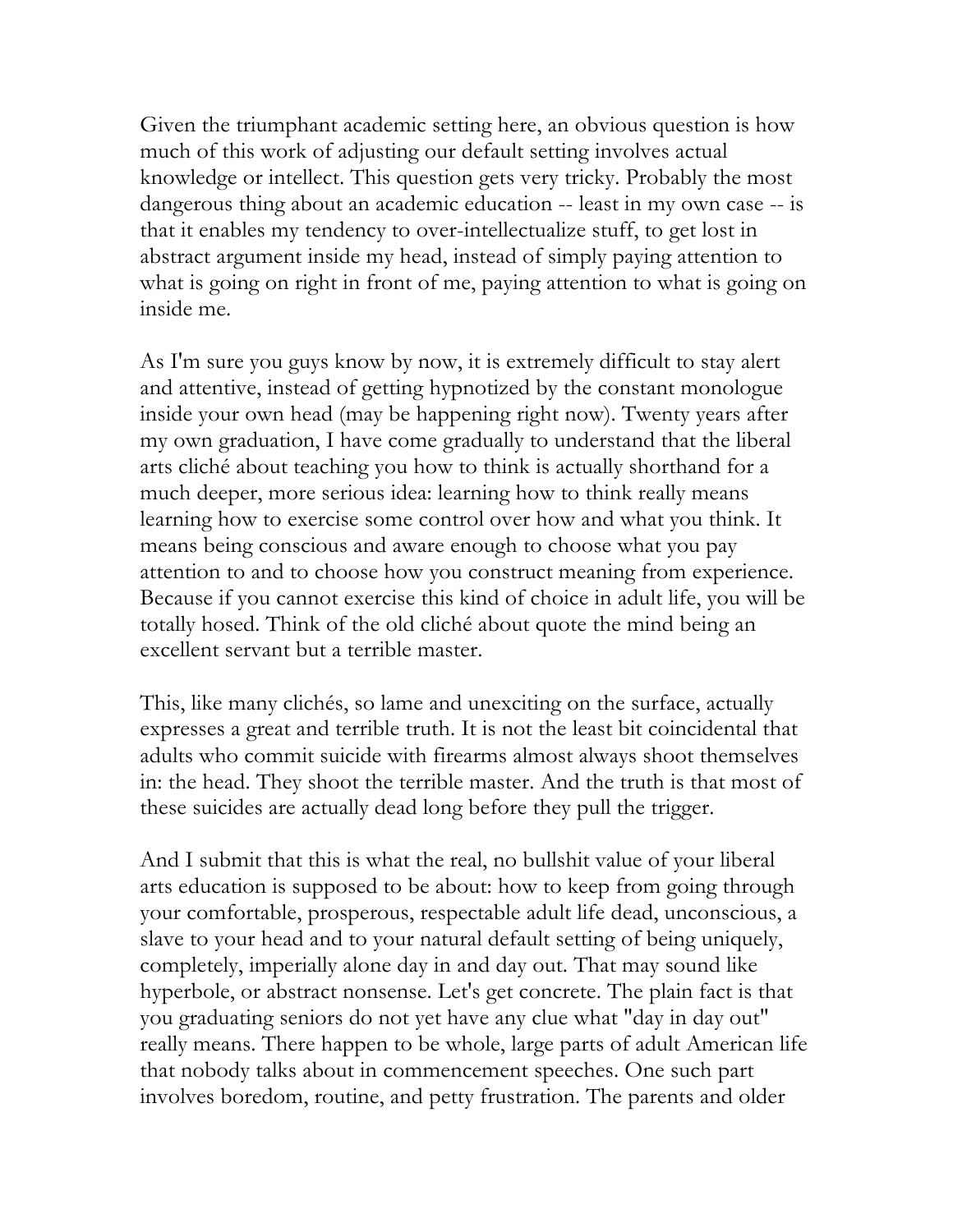Given the triumphant academic setting here, an obvious question is how much of this work of adjusting our default setting involves actual knowledge or intellect. This question gets very tricky. Probably the most dangerous thing about an academic education -- least in my own case -- is that it enables my tendency to over-intellectualize stuff, to get lost in abstract argument inside my head, instead of simply paying attention to what is going on right in front of me, paying attention to what is going on inside me.

As I'm sure you guys know by now, it is extremely difficult to stay alert and attentive, instead of getting hypnotized by the constant monologue inside your own head (may be happening right now). Twenty years after my own graduation, I have come gradually to understand that the liberal arts cliché about teaching you how to think is actually shorthand for a much deeper, more serious idea: learning how to think really means learning how to exercise some control over how and what you think. It means being conscious and aware enough to choose what you pay attention to and to choose how you construct meaning from experience. Because if you cannot exercise this kind of choice in adult life, you will be totally hosed. Think of the old cliché about quote the mind being an excellent servant but a terrible master.

This, like many clichés, so lame and unexciting on the surface, actually expresses a great and terrible truth. It is not the least bit coincidental that adults who commit suicide with firearms almost always shoot themselves in: the head. They shoot the terrible master. And the truth is that most of these suicides are actually dead long before they pull the trigger.

And I submit that this is what the real, no bullshit value of your liberal arts education is supposed to be about: how to keep from going through your comfortable, prosperous, respectable adult life dead, unconscious, a slave to your head and to your natural default setting of being uniquely, completely, imperially alone day in and day out. That may sound like hyperbole, or abstract nonsense. Let's get concrete. The plain fact is that you graduating seniors do not yet have any clue what "day in day out" really means. There happen to be whole, large parts of adult American life that nobody talks about in commencement speeches. One such part involves boredom, routine, and petty frustration. The parents and older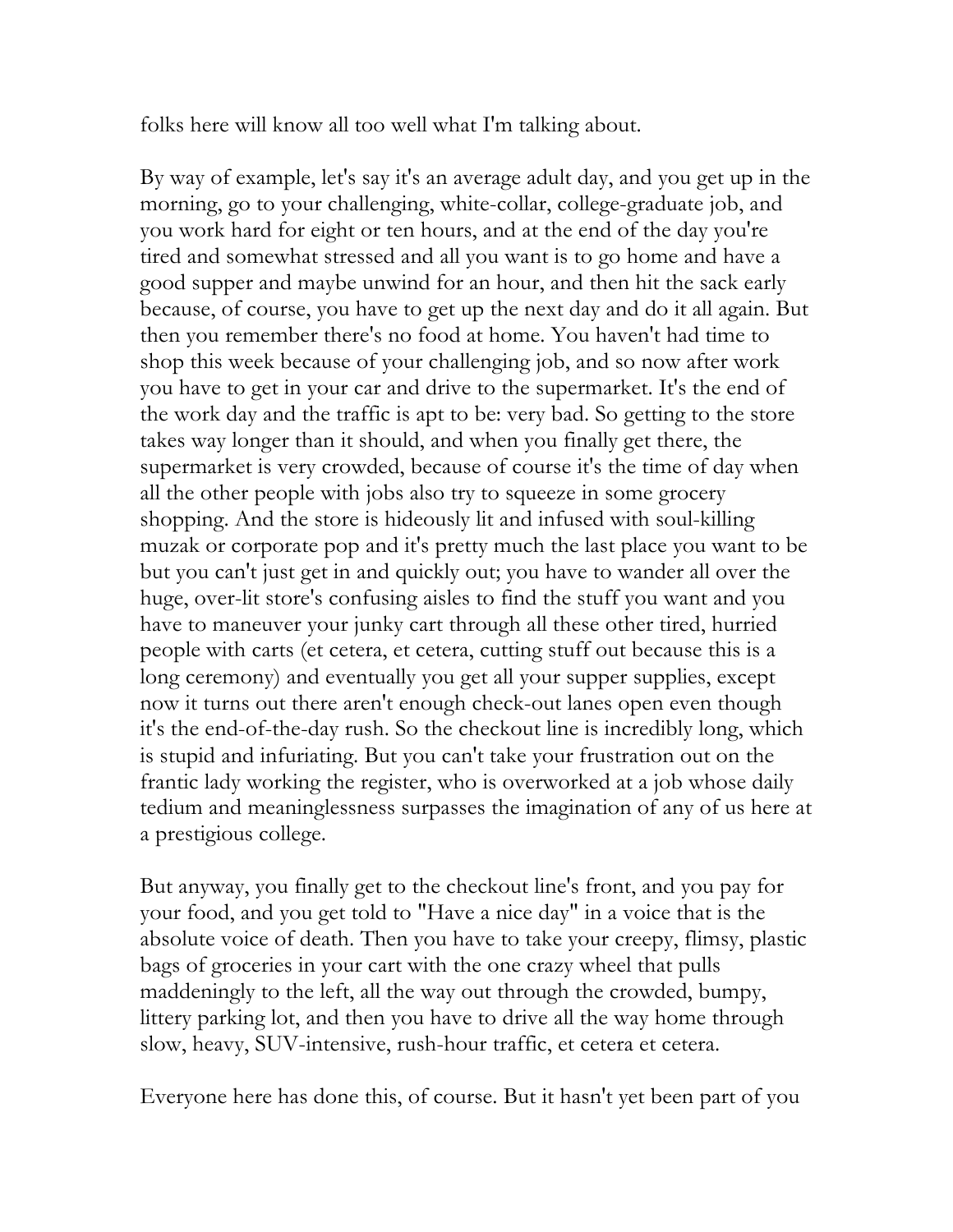folks here will know all too well what I'm talking about.

By way of example, let's say it's an average adult day, and you get up in the morning, go to your challenging, white-collar, college-graduate job, and you work hard for eight or ten hours, and at the end of the day you're tired and somewhat stressed and all you want is to go home and have a good supper and maybe unwind for an hour, and then hit the sack early because, of course, you have to get up the next day and do it all again. But then you remember there's no food at home. You haven't had time to shop this week because of your challenging job, and so now after work you have to get in your car and drive to the supermarket. It's the end of the work day and the traffic is apt to be: very bad. So getting to the store takes way longer than it should, and when you finally get there, the supermarket is very crowded, because of course it's the time of day when all the other people with jobs also try to squeeze in some grocery shopping. And the store is hideously lit and infused with soul-killing muzak or corporate pop and it's pretty much the last place you want to be but you can't just get in and quickly out; you have to wander all over the huge, over-lit store's confusing aisles to find the stuff you want and you have to maneuver your junky cart through all these other tired, hurried people with carts (et cetera, et cetera, cutting stuff out because this is a long ceremony) and eventually you get all your supper supplies, except now it turns out there aren't enough check-out lanes open even though it's the end-of-the-day rush. So the checkout line is incredibly long, which is stupid and infuriating. But you can't take your frustration out on the frantic lady working the register, who is overworked at a job whose daily tedium and meaninglessness surpasses the imagination of any of us here at a prestigious college.

But anyway, you finally get to the checkout line's front, and you pay for your food, and you get told to "Have a nice day" in a voice that is the absolute voice of death. Then you have to take your creepy, flimsy, plastic bags of groceries in your cart with the one crazy wheel that pulls maddeningly to the left, all the way out through the crowded, bumpy, littery parking lot, and then you have to drive all the way home through slow, heavy, SUV-intensive, rush-hour traffic, et cetera et cetera.

Everyone here has done this, of course. But it hasn't yet been part of you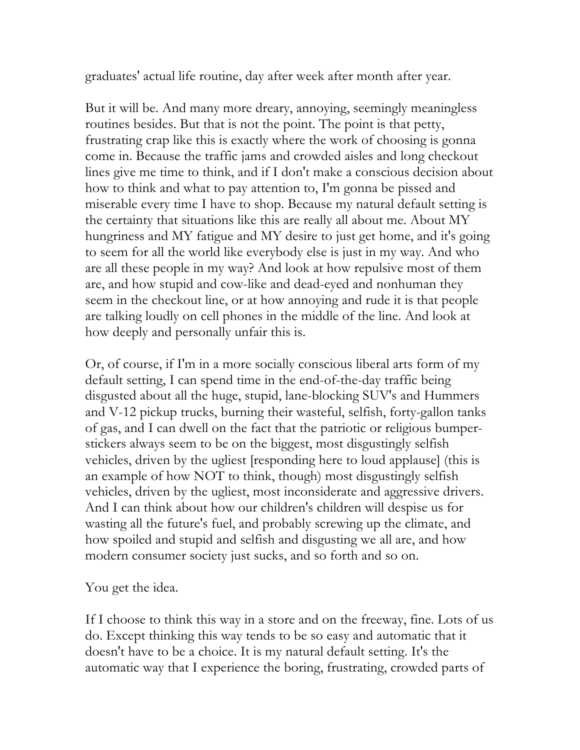graduates' actual life routine, day after week after month after year.

But it will be. And many more dreary, annoying, seemingly meaningless routines besides. But that is not the point. The point is that petty, frustrating crap like this is exactly where the work of choosing is gonna come in. Because the traffic jams and crowded aisles and long checkout lines give me time to think, and if I don't make a conscious decision about how to think and what to pay attention to, I'm gonna be pissed and miserable every time I have to shop. Because my natural default setting is the certainty that situations like this are really all about me. About MY hungriness and MY fatigue and MY desire to just get home, and it's going to seem for all the world like everybody else is just in my way. And who are all these people in my way? And look at how repulsive most of them are, and how stupid and cow-like and dead-eyed and nonhuman they seem in the checkout line, or at how annoying and rude it is that people are talking loudly on cell phones in the middle of the line. And look at how deeply and personally unfair this is.

Or, of course, if I'm in a more socially conscious liberal arts form of my default setting, I can spend time in the end-of-the-day traffic being disgusted about all the huge, stupid, lane-blocking SUV's and Hummers and V-12 pickup trucks, burning their wasteful, selfish, forty-gallon tanks of gas, and I can dwell on the fact that the patriotic or religious bumper-stickers always seem to be on the biggest, most disgustingly selfish vehicles, driven by the ugliest [responding here to loud applause] (this is an example of how NOT to think, though) most disgustingly selfish vehicles, driven by the ugliest, most inconsiderate and aggressive drivers. And I can think about how our children's children will despise us for wasting all the future's fuel, and probably screwing up the climate, and how spoiled and stupid and selfish and disgusting we all are, and how modern consumer society just sucks, and so forth and so on.

You get the idea.

If I choose to think this way in a store and on the freeway, fine. Lots of us do. Except thinking this way tends to be so easy and automatic that it doesn't have to be a choice. It is my natural default setting. It's the automatic way that I experience the boring, frustrating, crowded parts of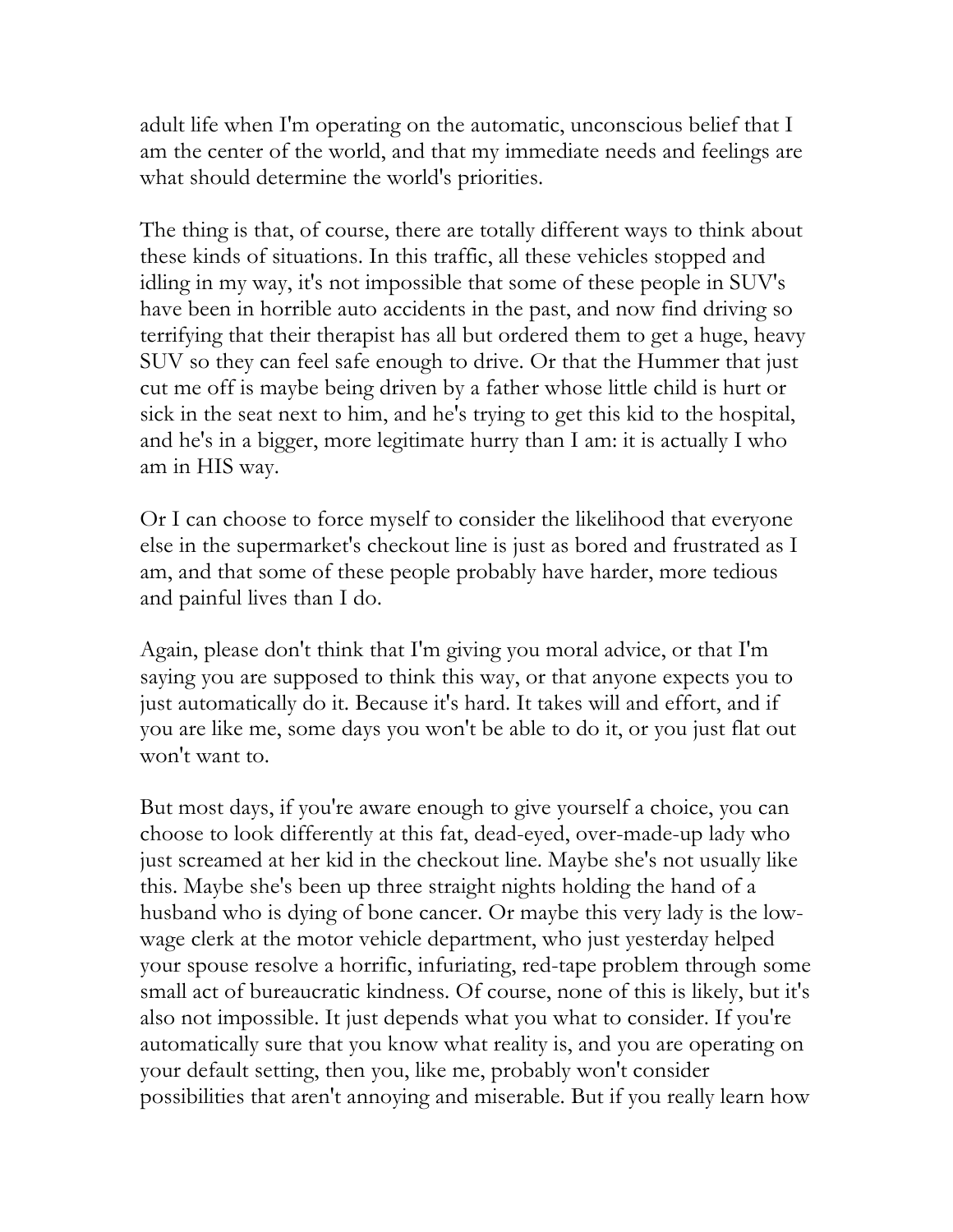adult life when I'm operating on the automatic, unconscious belief that I am the center of the world, and that my immediate needs and feelings are what should determine the world's priorities.

The thing is that, of course, there are totally different ways to think about these kinds of situations. In this traffic, all these vehicles stopped and idling in my way, it's not impossible that some of these people in SUV's have been in horrible auto accidents in the past, and now find driving so terrifying that their therapist has all but ordered them to get a huge, heavy SUV so they can feel safe enough to drive. Or that the Hummer that just cut me off is maybe being driven by a father whose little child is hurt or sick in the seat next to him, and he's trying to get this kid to the hospital, and he's in a bigger, more legitimate hurry than I am: it is actually I who am in HIS way.

Or I can choose to force myself to consider the likelihood that everyone else in the supermarket's checkout line is just as bored and frustrated as I am, and that some of these people probably have harder, more tedious and painful lives than I do.

Again, please don't think that I'm giving you moral advice, or that I'm saying you are supposed to think this way, or that anyone expects you to just automatically do it. Because it's hard. It takes will and effort, and if you are like me, some days you won't be able to do it, or you just flat out won't want to.

But most days, if you're aware enough to give yourself a choice, you can choose to look differently at this fat, dead-eyed, over-made-up lady who just screamed at her kid in the checkout line. Maybe she's not usually like this. Maybe she's been up three straight nights holding the hand of a husband who is dying of bone cancer. Or maybe this very lady is the low-wage clerk at the motor vehicle department, who just yesterday helped your spouse resolve a horrific, infuriating, red-tape problem through some small act of bureaucratic kindness. Of course, none of this is likely, but it's also not impossible. It just depends what you what to consider. If you're automatically sure that you know what reality is, and you are operating on your default setting, then you, like me, probably won't consider possibilities that aren't annoying and miserable. But if you really learn how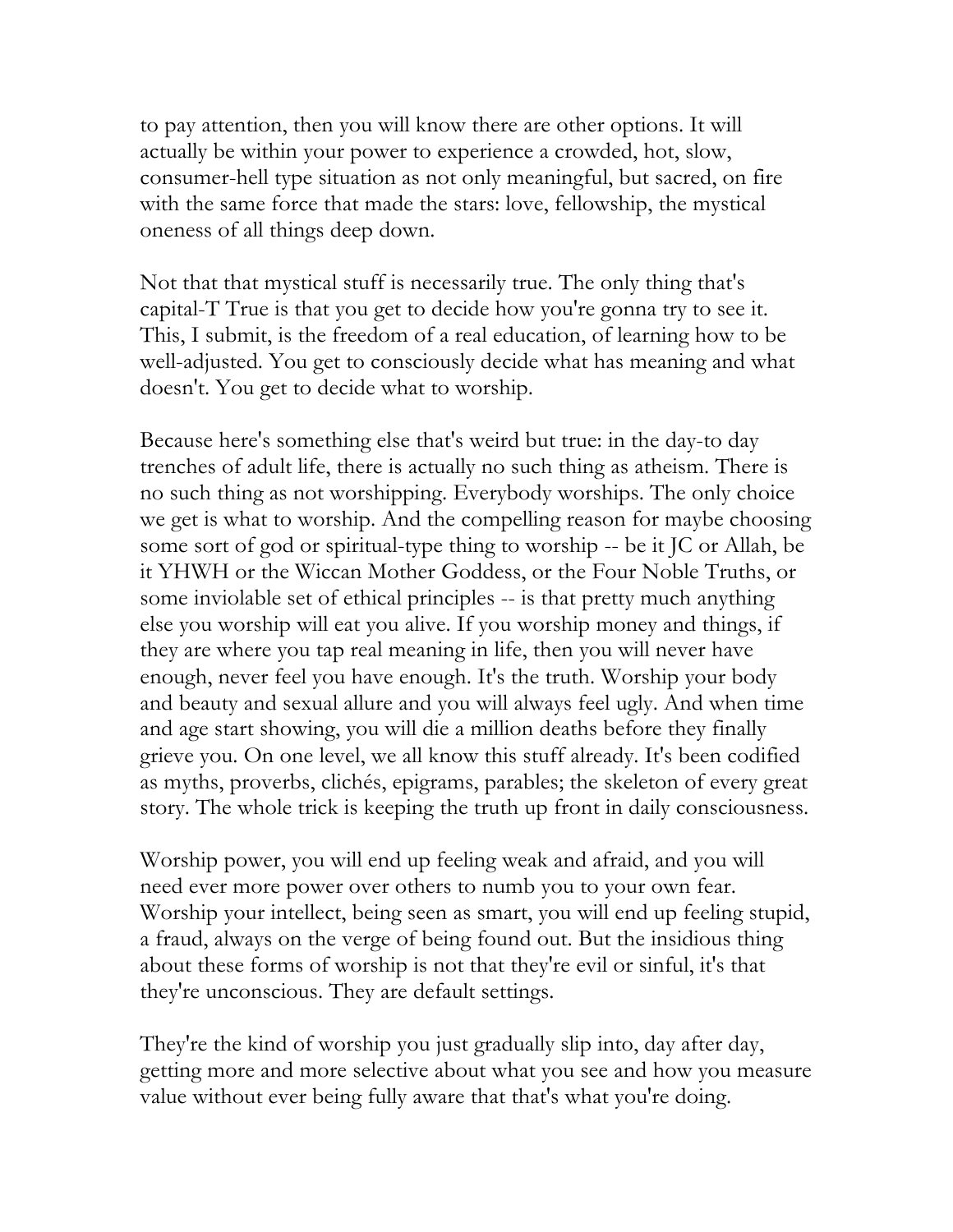to pay attention, then you will know there are other options. It will actually be within your power to experience a crowded, hot, slow, consumer-hell type situation as not only meaningful, but sacred, on fire with the same force that made the stars: love, fellowship, the mystical oneness of all things deep down.

Not that that mystical stuff is necessarily true. The only thing that's capital-T True is that you get to decide how you're gonna try to see it. This, I submit, is the freedom of a real education, of learning how to be well-adjusted. You get to consciously decide what has meaning and what doesn't. You get to decide what to worship.

Because here's something else that's weird but true: in the day-to day trenches of adult life, there is actually no such thing as atheism. There is no such thing as not worshipping. Everybody worships. The only choice we get is what to worship. And the compelling reason for maybe choosing some sort of god or spiritual-type thing to worship -- be it JC or Allah, be it YHWH or the Wiccan Mother Goddess, or the Four Noble Truths, or some inviolable set of ethical principles -- is that pretty much anything else you worship will eat you alive. If you worship money and things, if they are where you tap real meaning in life, then you will never have enough, never feel you have enough. It's the truth. Worship your body and beauty and sexual allure and you will always feel ugly. And when time and age start showing, you will die a million deaths before they finally grieve you. On one level, we all know this stuff already. It's been codified as myths, proverbs, clichés, epigrams, parables; the skeleton of every great story. The whole trick is keeping the truth up front in daily consciousness.

Worship power, you will end up feeling weak and afraid, and you will need ever more power over others to numb you to your own fear. Worship your intellect, being seen as smart, you will end up feeling stupid, a fraud, always on the verge of being found out. But the insidious thing about these forms of worship is not that they're evil or sinful, it's that they're unconscious. They are default settings.

They're the kind of worship you just gradually slip into, day after day, getting more and more selective about what you see and how you measure value without ever being fully aware that that's what you're doing.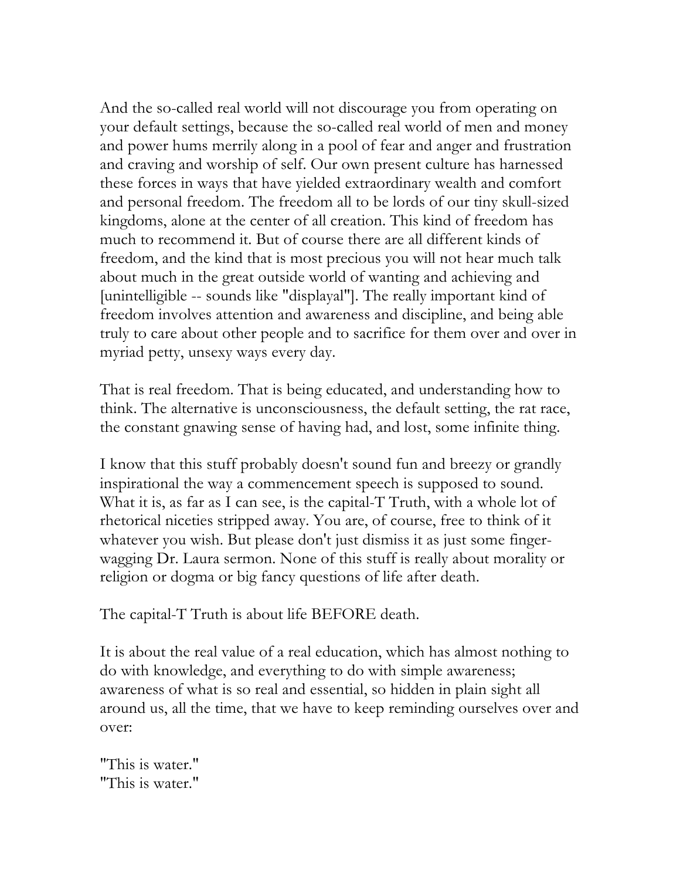And the so-called real world will not discourage you from operating on your default settings, because the so-called real world of men and money and power hums merrily along in a pool of fear and anger and frustration and craving and worship of self. Our own present culture has harnessed these forces in ways that have yielded extraordinary wealth and comfort and personal freedom. The freedom all to be lords of our tiny skull-sized kingdoms, alone at the center of all creation. This kind of freedom has much to recommend it. But of course there are all different kinds of freedom, and the kind that is most precious you will not hear much talk about much in the great outside world of wanting and achieving and [unintelligible -- sounds like "displayal"]. The really important kind of freedom involves attention and awareness and discipline, and being able truly to care about other people and to sacrifice for them over and over in myriad petty, unsexy ways every day.

That is real freedom. That is being educated, and understanding how to think. The alternative is unconsciousness, the default setting, the rat race, the constant gnawing sense of having had, and lost, some infinite thing.

I know that this stuff probably doesn't sound fun and breezy or grandly inspirational the way a commencement speech is supposed to sound. What it is, as far as I can see, is the capital-T Truth, with a whole lot of rhetorical niceties stripped away. You are, of course, free to think of it whatever you wish. But please don't just dismiss it as just some finger-wagging Dr. Laura sermon. None of this stuff is really about morality or religion or dogma or big fancy questions of life after death.

The capital-T Truth is about life BEFORE death.

It is about the real value of a real education, which has almost nothing to do with knowledge, and everything to do with simple awareness; awareness of what is so real and essential, so hidden in plain sight all around us, all the time, that we have to keep reminding ourselves over and over:

"This is water."
"This is water."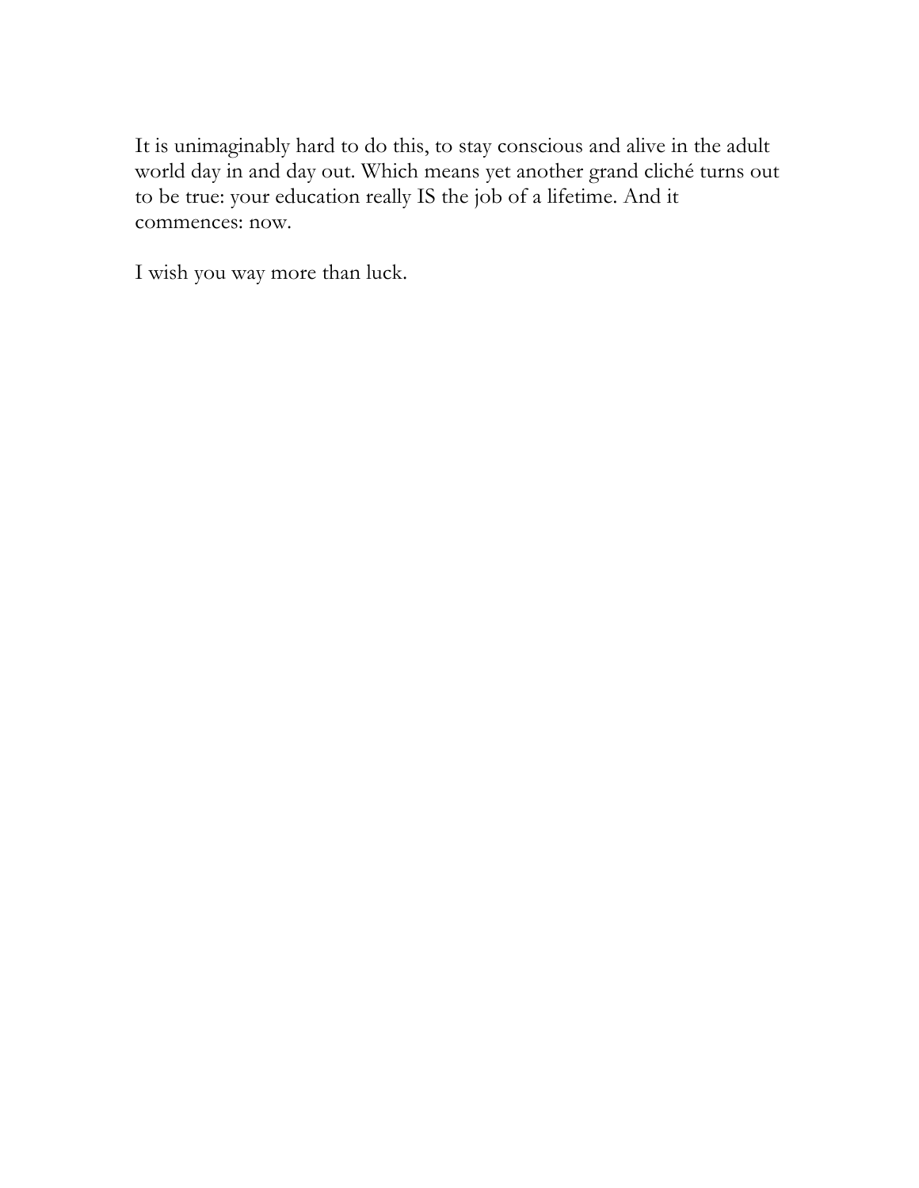It is unimaginably hard to do this, to stay conscious and alive in the adult world day in and day out. Which means yet another grand cliché turns out to be true: your education really IS the job of a lifetime. And it commences: now.

I wish you way more than luck.